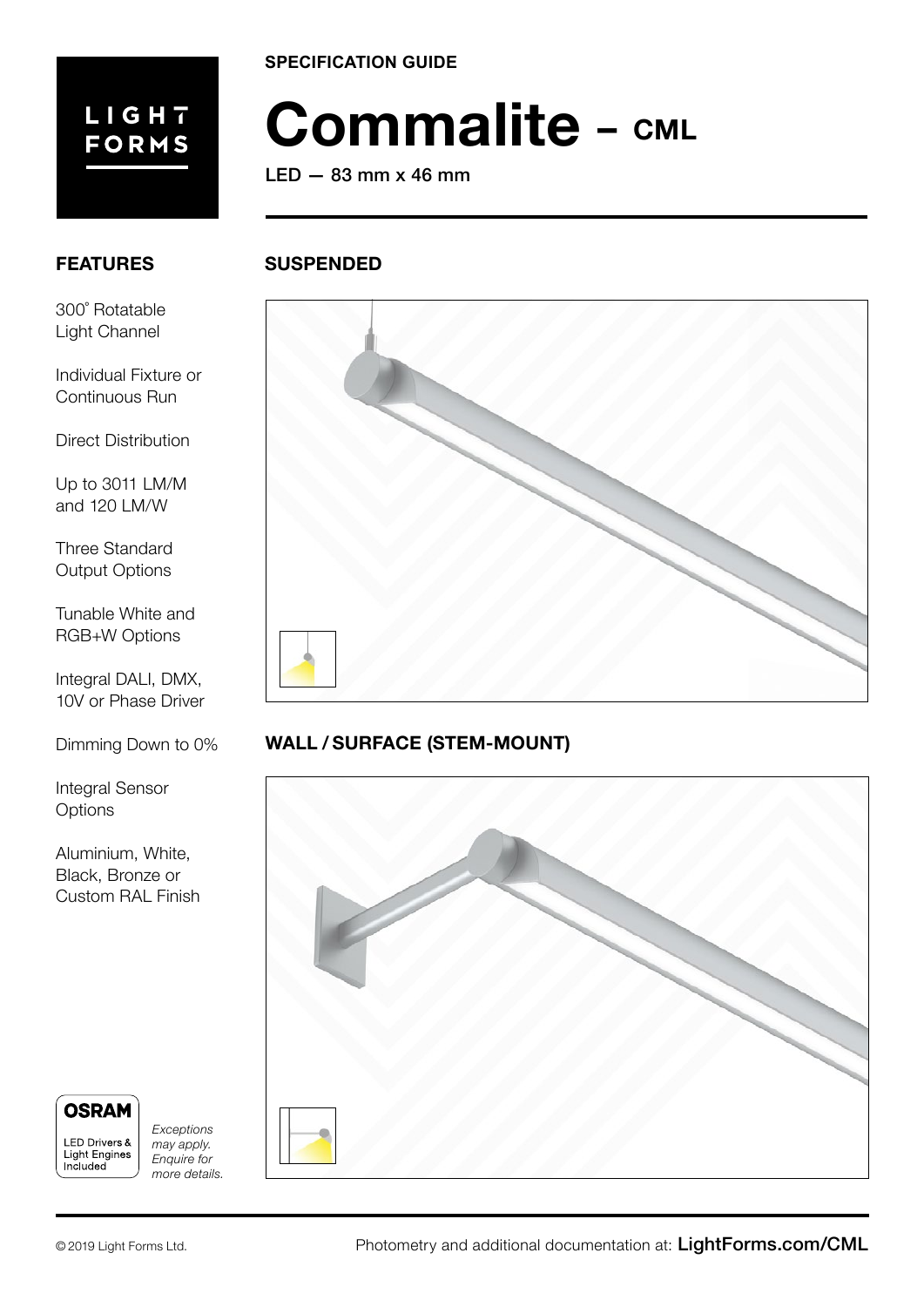LIGHT FORMS

SPECIFICATION GUIDE

# Commalite – CML

LED — 83 mm x 46 mm

## FEATURES

300˚ Rotatable Light Channel

Individual Fixture or Continuous Run

Direct Distribution

Up to 3011 LM/M and 120 LM/W

Three Standard Output Options

Tunable White and RGB+W Options

Integral DALI, DMX, 10V or Phase Driver

Dimming Down to 0%

Integral Sensor Options

Aluminium, White, Black, Bronze or Custom RAL Finish

## SUSPENDED

## WALL / SURFACE (STEM-MOUNT)

OSRAM

LED Drivers & Light Engines Included

*Exceptions may apply. Enquire for more details.*

© 2019 Light Forms Ltd.

Photometry and additional documentation at: **LightForms.com/CML**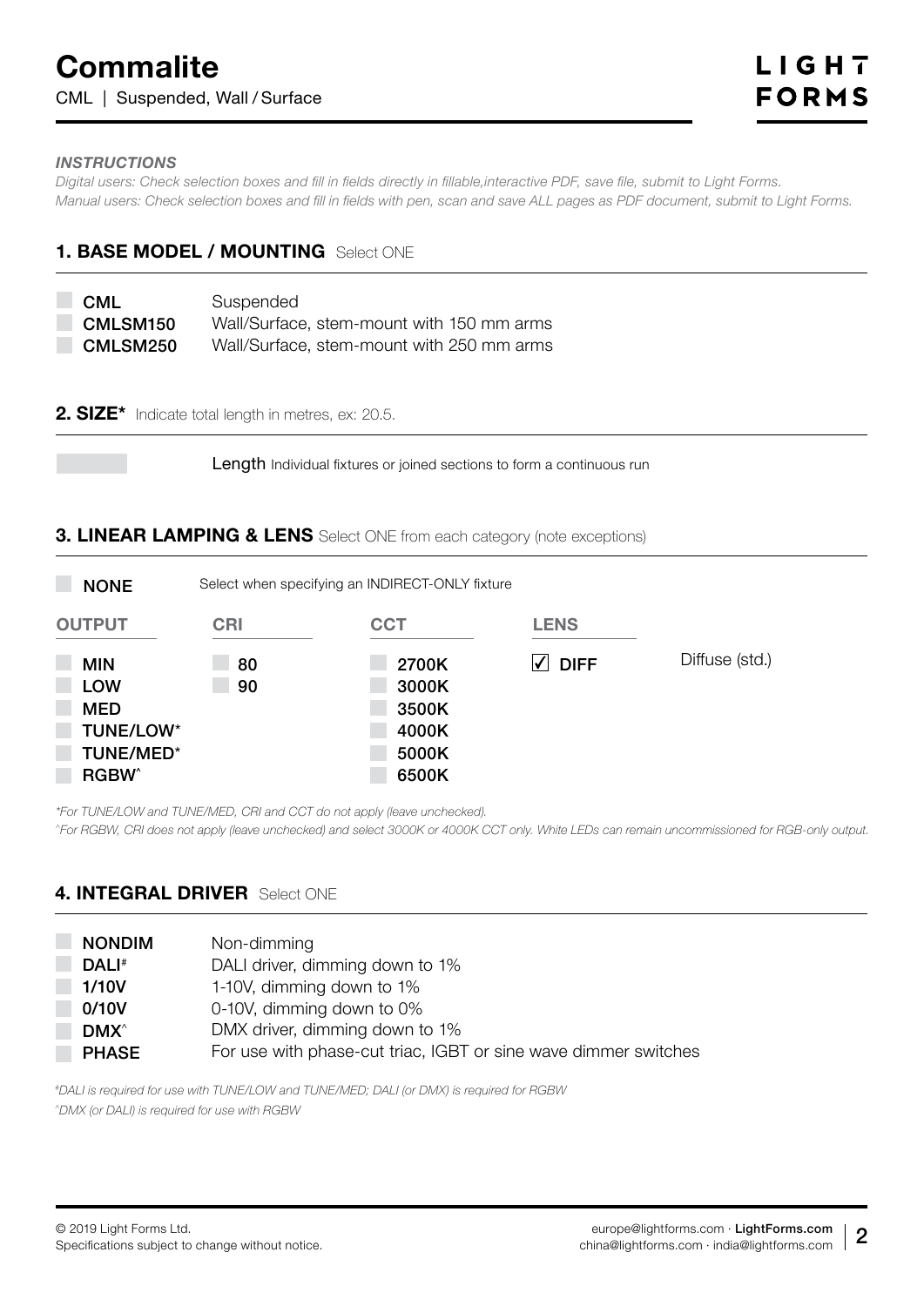# Commalite

CML | Suspended, Wall / Surface

***INSTRUCTIONS***

*Digital users: Check selection boxes and fill in fields directly in fillable,interactive PDF, save file, submit to Light Forms.*
*Manual users: Check selection boxes and fill in fields with pen, scan and save ALL pages as PDF document, submit to Light Forms.*

## 1. BASE MODEL / MOUNTING Select ONE

- ☐ **CML** Suspended
- ☐ **CMLSM150** Wall/Surface, stem-mount with 150 mm arms
- ☐ **CMLSM250** Wall/Surface, stem-mount with 250 mm arms

## 2. SIZE* Indicate total length in metres, ex: 20.5.

☐ **Length** Individual fixtures or joined sections to form a continuous run

## 3. LINEAR LAMPING & LENS Select ONE from each category (note exceptions)

☐ **NONE** Select when specifying an INDIRECT-ONLY fixture

| OUTPUT | CRI | CCT | LENS | |
|---|---|---|---|---|
| ☐ MIN | ☐ 80 | ☐ 2700K | ☑ DIFF | Diffuse (std.) |
| ☐ LOW | ☐ 90 | ☐ 3000K | | |
| ☐ MED | | ☐ 3500K | | |
| ☐ TUNE/LOW* | | ☐ 4000K | | |
| ☐ TUNE/MED* | | ☐ 5000K | | |
| ☐ RGBW^ | | ☐ 6500K | | |

*\*For TUNE/LOW and TUNE/MED, CRI and CCT do not apply (leave unchecked).*
*^For RGBW, CRI does not apply (leave unchecked) and select 3000K or 4000K CCT only. White LEDs can remain uncommissioned for RGB-only output.*

## 4. INTEGRAL DRIVER Select ONE

- ☐ **NONDIM** Non-dimming
- ☐ **DALI#** DALI driver, dimming down to 1%
- ☐ **1/10V** 1-10V, dimming down to 1%
- ☐ **0/10V** 0-10V, dimming down to 0%
- ☐ **DMX^** DMX driver, dimming down to 1%
- ☐ **PHASE** For use with phase-cut triac, IGBT or sine wave dimmer switches

*#DALI is required for use with TUNE/LOW and TUNE/MED; DALI (or DMX) is required for RGBW*
*^DMX (or DALI) is required for use with RGBW*

© 2019 Light Forms Ltd.
Specifications subject to change without notice.

europe@lightforms.com · **LightForms.com**
china@lightforms.com · india@lightforms.com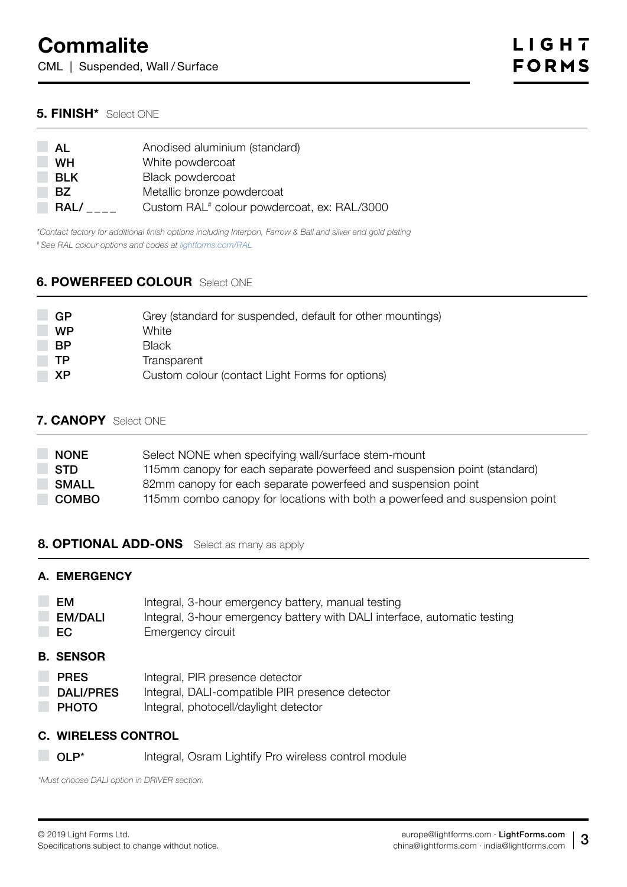## 5. FINISH* Select ONE

| | |
|---|---|
| **AL** | Anodised aluminium (standard) |
| **WH** | White powdercoat |
| **BLK** | Black powdercoat |
| **BZ** | Metallic bronze powdercoat |
| **RAL/ ____** | Custom RAL[#] colour powdercoat, ex: RAL/3000 |

*\*Contact factory for additional finish options including Interpon, Farrow & Ball and silver and gold plating*

*[#] See RAL colour options and codes at lightforms.com/RAL*

## 6. POWERFEED COLOUR Select ONE

| | |
|---|---|
| **GP** | Grey (standard for suspended, default for other mountings) |
| **WP** | White |
| **BP** | Black |
| **TP** | Transparent |
| **XP** | Custom colour (contact Light Forms for options) |

## 7. CANOPY Select ONE

| | |
|---|---|
| **NONE** | Select NONE when specifying wall/surface stem-mount |
| **STD** | 115mm canopy for each separate powerfeed and suspension point (standard) |
| **SMALL** | 82mm canopy for each separate powerfeed and suspension point |
| **COMBO** | 115mm combo canopy for locations with both a powerfeed and suspension point |

## 8. OPTIONAL ADD-ONS Select as many as apply

### A. EMERGENCY

| | |
|---|---|
| **EM** | Integral, 3-hour emergency battery, manual testing |
| **EM/DALI** | Integral, 3-hour emergency battery with DALI interface, automatic testing |
| **EC** | Emergency circuit |

### B. SENSOR

| | |
|---|---|
| **PRES** | Integral, PIR presence detector |
| **DALI/PRES** | Integral, DALI-compatible PIR presence detector |
| **PHOTO** | Integral, photocell/daylight detector |

### C. WIRELESS CONTROL

| | |
|---|---|
| **OLP*** | Integral, Osram Lightify Pro wireless control module |

*\*Must choose DALI option in DRIVER section.*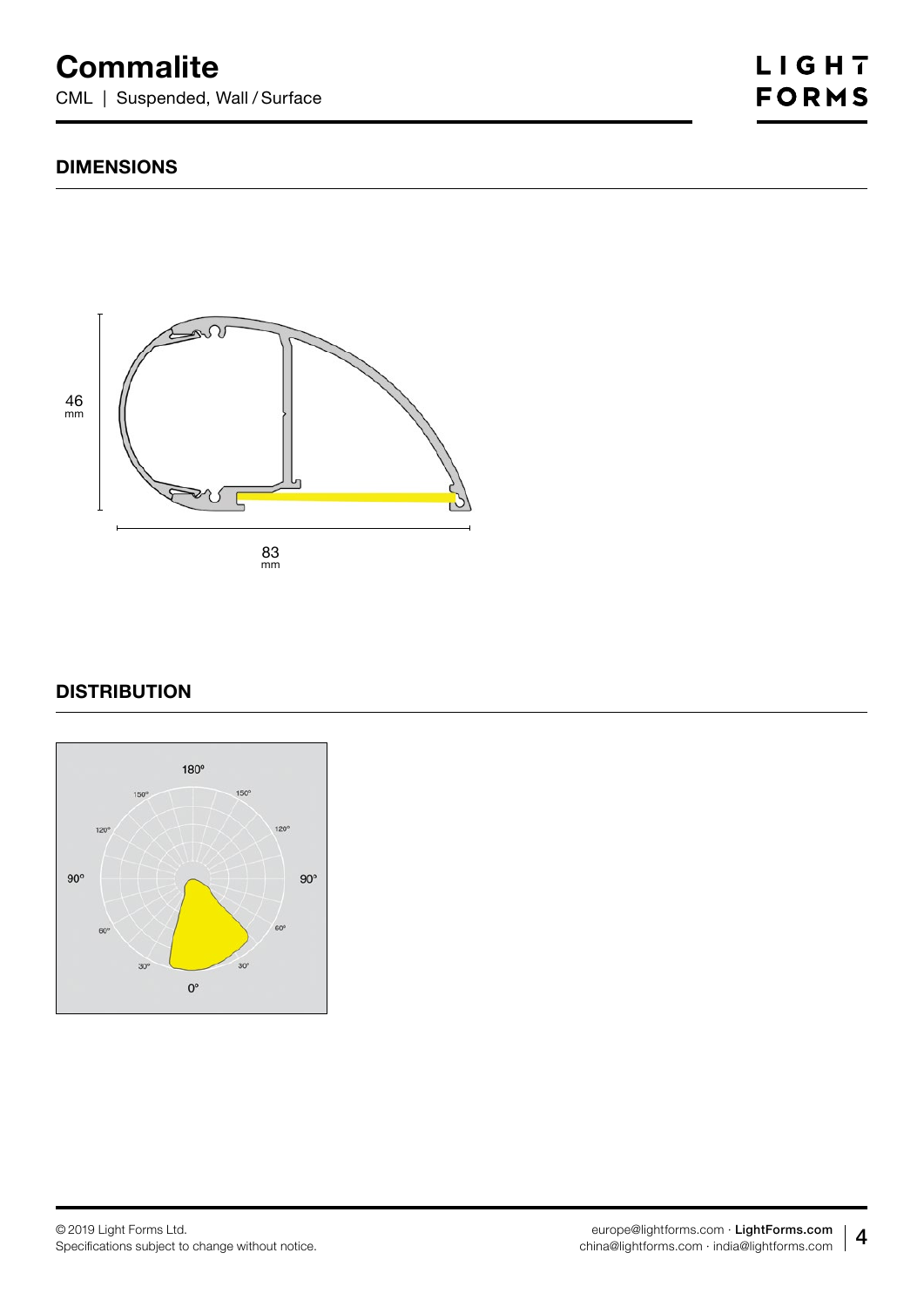# Commalite

CML | Suspended, Wall / Surface

## DIMENSIONS

46 mm

83 mm

## DISTRIBUTION

180°

150° 150°

120° 120°

90° 90°

60° 60°

30° 30°

0°

© 2019 Light Forms Ltd.
Specifications subject to change without notice.

europe@lightforms.com · **LightForms.com**
china@lightforms.com · india@lightforms.com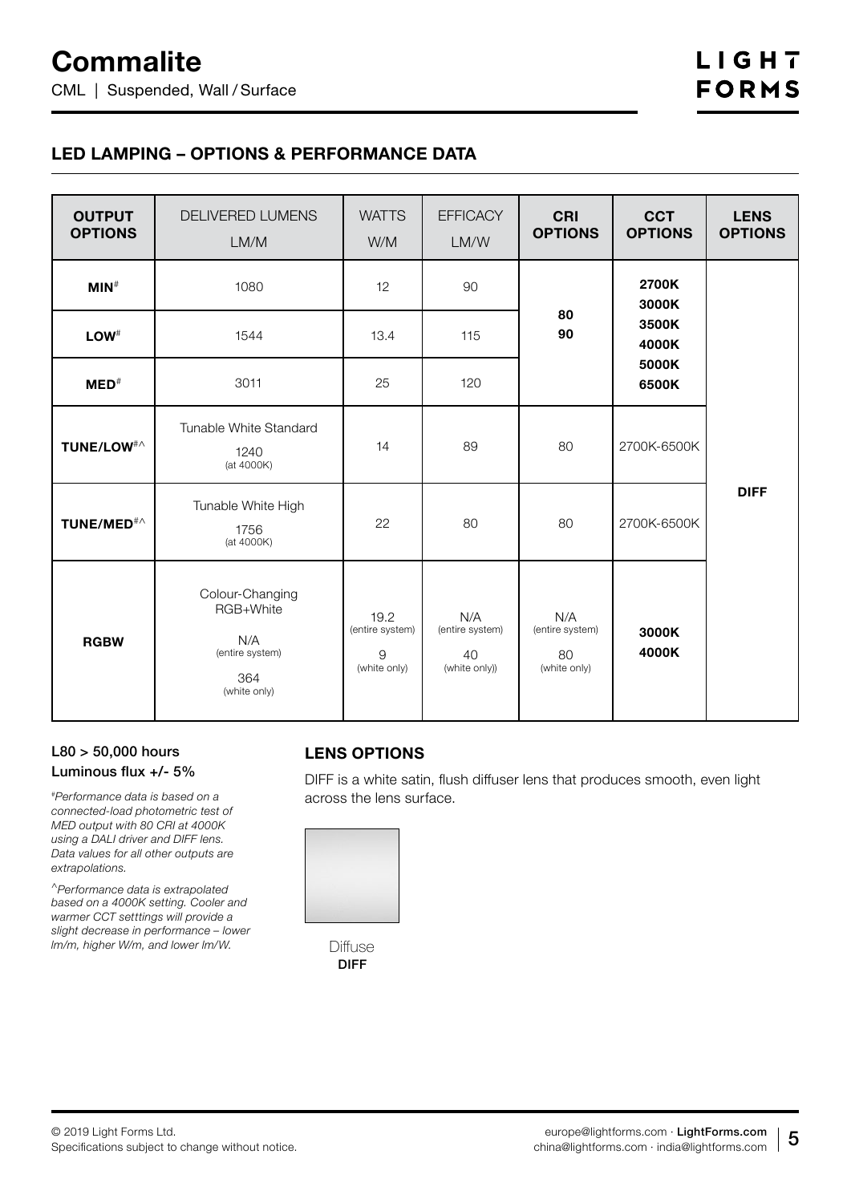# Commalite

CML | Suspended, Wall / Surface

## LED LAMPING – OPTIONS & PERFORMANCE DATA

| OUTPUT OPTIONS | DELIVERED LUMENS LM/M | WATTS W/M | EFFICACY LM/W | CRI OPTIONS | CCT OPTIONS | LENS OPTIONS |
|---|---|---|---|---|---|---|
| **MIN**# | 1080 | 12 | 90 | **80** **90** | **2700K** **3000K** **3500K** **4000K** **5000K** **6500K** | **DIFF** |
| **LOW**# | 1544 | 13.4 | 115 | | | |
| **MED**# | 3011 | 25 | 120 | | | |
| **TUNE/LOW**#^ | Tunable White Standard 1240 (at 4000K) | 14 | 89 | 80 | 2700K-6500K | |
| **TUNE/MED**#^ | Tunable White High 1756 (at 4000K) | 22 | 80 | 80 | 2700K-6500K | |
| **RGBW** | Colour-Changing RGB+White N/A (entire system) 364 (white only) | 19.2 (entire system) 9 (white only) | N/A (entire system) 40 (white only)) | N/A (entire system) 80 (white only) | **3000K** **4000K** | |

L80 > 50,000 hours
Luminous flux +/- 5%

*#Performance data is based on a connected-load photometric test of MED output with 80 CRI at 4000K using a DALI driver and DIFF lens. Data values for all other outputs are extrapolations.*

*^Performance data is extrapolated based on a 4000K setting. Cooler and warmer CCT setttings will provide a slight decrease in performance – lower lm/m, higher W/m, and lower lm/W.*

### LENS OPTIONS

DIFF is a white satin, flush diffuser lens that produces smooth, even light across the lens surface.

Diffuse
**DIFF**

© 2019 Light Forms Ltd.
Specifications subject to change without notice.

europe@lightforms.com · **LightForms.com**
china@lightforms.com · india@lightforms.com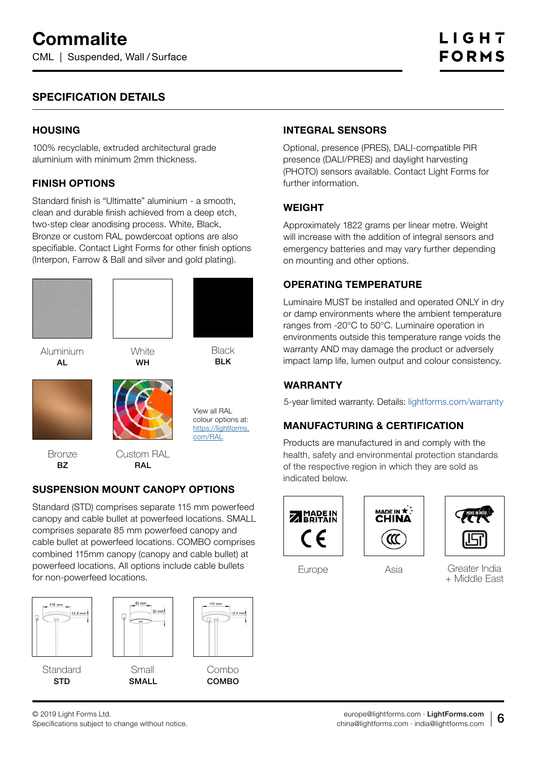# Commalite

CML | Suspended, Wall / Surface

## SPECIFICATION DETAILS

### HOUSING

100% recyclable, extruded architectural grade aluminium with minimum 2mm thickness.

### FINISH OPTIONS

Standard finish is "Ultimatte" aluminium - a smooth, clean and durable finish achieved from a deep etch, two-step clear anodising process. White, Black, Bronze or custom RAL powdercoat options are also specifiable. Contact Light Forms for other finish options (Interpon, Farrow & Ball and silver and gold plating).

Aluminium
**AL**

White
**WH**

Black
**BLK**

Bronze
**BZ**

Custom RAL
**RAL**

View all RAL colour options at: https://lightforms.com/RAL

### SUSPENSION MOUNT CANOPY OPTIONS

Standard (STD) comprises separate 115 mm powerfeed canopy and cable bullet at powerfeed locations. SMALL comprises separate 85 mm powerfeed canopy and cable bullet at powerfeed locations. COMBO comprises combined 115mm canopy (canopy and cable bullet) at powerfeed locations. All options include cable bullets for non-powerfeed locations.

Standard
**STD**

Small
**SMALL**

Combo
**COMBO**

### INTEGRAL SENSORS

Optional, presence (PRES), DALI-compatible PIR presence (DALI/PRES) and daylight harvesting (PHOTO) sensors available. Contact Light Forms for further information.

### WEIGHT

Approximately 1822 grams per linear metre. Weight will increase with the addition of integral sensors and emergency batteries and may vary further depending on mounting and other options.

### OPERATING TEMPERATURE

Luminaire MUST be installed and operated ONLY in dry or damp environments where the ambient temperature ranges from -20°C to 50°C. Luminaire operation in environments outside this temperature range voids the warranty AND may damage the product or adversely impact lamp life, lumen output and colour consistency.

### WARRANTY

5-year limited warranty. Details: lightforms.com/warranty

### MANUFACTURING & CERTIFICATION

Products are manufactured in and comply with the health, safety and environmental protection standards of the respective region in which they are sold as indicated below.

Europe

Asia

Greater India + Middle East

© 2019 Light Forms Ltd.
Specifications subject to change without notice.

europe@lightforms.com · **LightForms.com**
china@lightforms.com · india@lightforms.com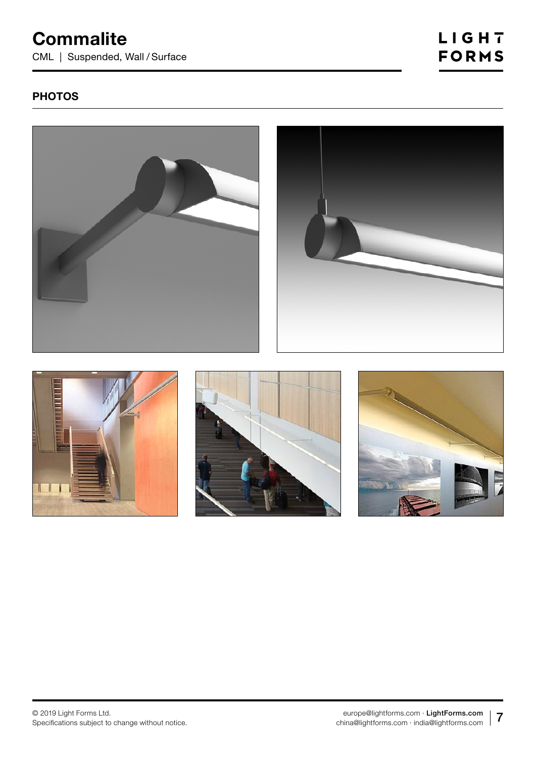# Commalite

CML | Suspended, Wall / Surface

## PHOTOS